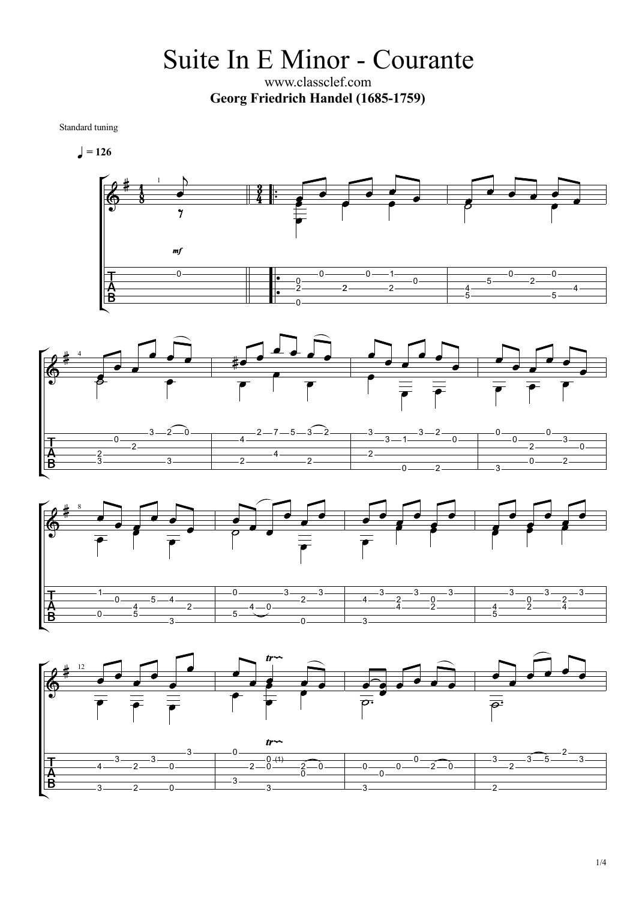# Suite In E Minor - Courante

www.classclef.com

**Georg Friedrich Handel (1685-1759)**

Standard tuning

♩ = 126